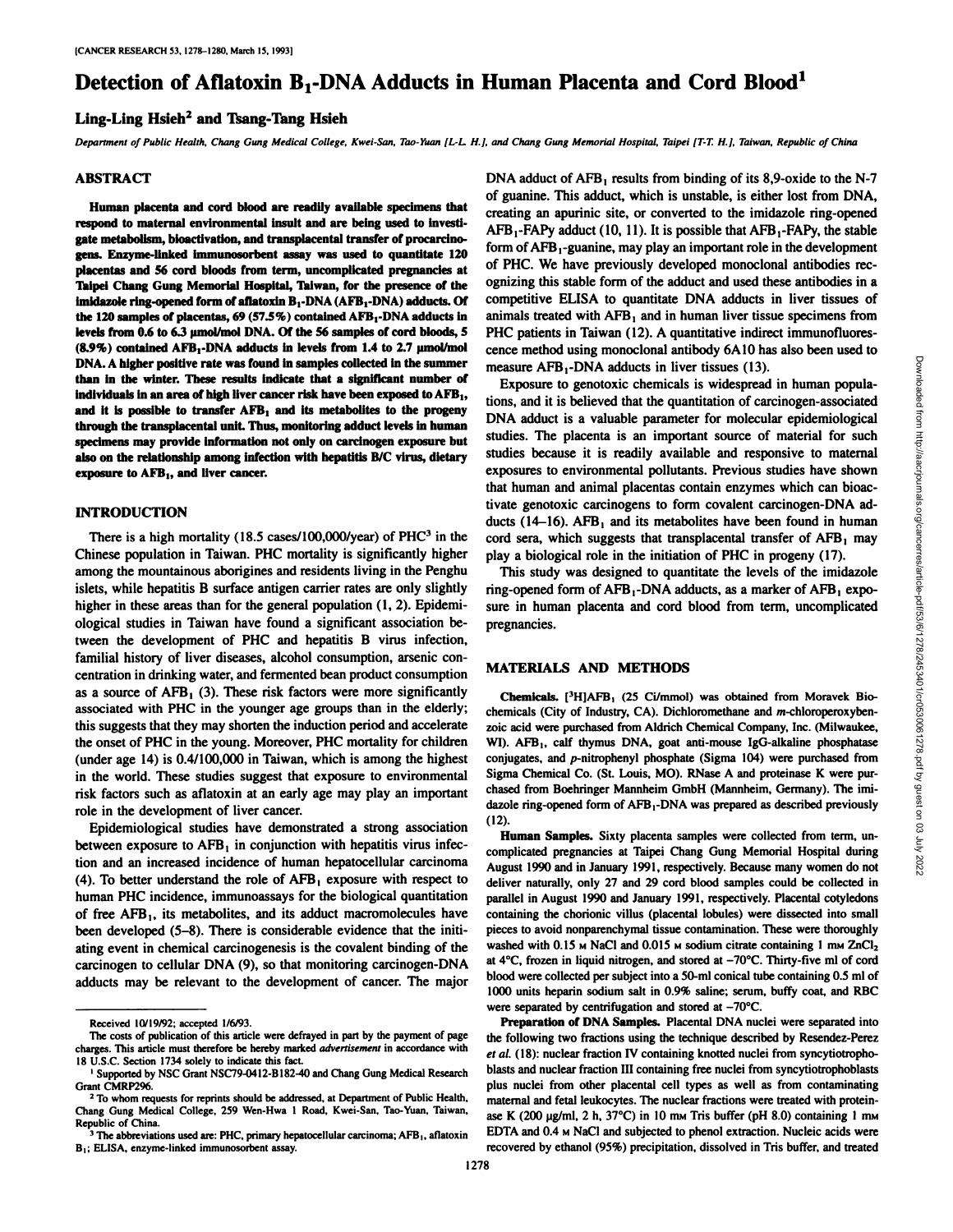# Detection of Aflatoxin $B_1$-DNA Adducts in Human Placenta and Cord Blood[1]

**Ling-Ling Hsieh[2] and Tsang-Tang Hsieh**

*Department of Public Health, Chang Gung Medical College, Kwei-San, Tao-Yuan [L-L. H.], and Chang Gung Memorial Hospital, Taipei [T-T. H.], Taiwan, Republic of China*

## ABSTRACT

**Human placenta and cord blood are readily available specimens that respond to maternal environmental insult and are being used to investigate metabolism, bioactivation, and transplacental transfer of procarcinogens. Enzyme-linked immunosorbent assay was used to quantitate 120 placentas and 56 cord bloods from term, uncomplicated pregnancies at Taipei Chang Gung Memorial Hospital, Taiwan, for the presence of the imidazole ring-opened form of aflatoxin $B_1$-DNA ($AFB_1$-DNA) adducts. Of the 120 samples of placentas, 69 (57.5%) contained $AFB_1$-DNA adducts in levels from 0.6 to 6.3 μmol/mol DNA. Of the 56 samples of cord bloods, 5 (8.9%) contained $AFB_1$-DNA adducts in levels from 1.4 to 2.7 μmol/mol DNA. A higher positive rate was found in samples collected in the summer than in the winter. These results indicate that a significant number of individuals in an area of high liver cancer risk have been exposed to $AFB_1$, and it is possible to transfer $AFB_1$ and its metabolites to the progeny through the transplacental unit. Thus, monitoring adduct levels in human specimens may provide information not only on carcinogen exposure but also on the relationship among infection with hepatitis B/C virus, dietary exposure to $AFB_1$, and liver cancer.**

## INTRODUCTION

There is a high mortality (18.5 cases/100,000/year) of PHC[3] in the Chinese population in Taiwan. PHC mortality is significantly higher among the mountainous aborigines and residents living in the Penghu islets, while hepatitis B surface antigen carrier rates are only slightly higher in these areas than for the general population (1, 2). Epidemiological studies in Taiwan have found a significant association between the development of PHC and hepatitis B virus infection, familial history of liver diseases, alcohol consumption, arsenic concentration in drinking water, and fermented bean product consumption as a source of $AFB_1$ (3). These risk factors were more significantly associated with PHC in the younger age groups than in the elderly; this suggests that they may shorten the induction period and accelerate the onset of PHC in the young. Moreover, PHC mortality for children (under age 14) is 0.4/100,000 in Taiwan, which is among the highest in the world. These studies suggest that exposure to environmental risk factors such as aflatoxin at an early age may play an important role in the development of liver cancer.

Epidemiological studies have demonstrated a strong association between exposure to $AFB_1$ in conjunction with hepatitis virus infection and an increased incidence of human hepatocellular carcinoma (4). To better understand the role of $AFB_1$ exposure with respect to human PHC incidence, immunoassays for the biological quantitation of free $AFB_1$, its metabolites, and its adduct macromolecules have been developed (5–8). There is considerable evidence that the initiating event in chemical carcinogenesis is the covalent binding of the carcinogen to cellular DNA (9), so that monitoring carcinogen-DNA adducts may be relevant to the development of cancer. The major DNA adduct of $AFB_1$ results from binding of its 8,9-oxide to the N-7 of guanine. This adduct, which is unstable, is either lost from DNA, creating an apurinic site, or converted to the imidazole ring-opened $AFB_1$-FAPy adduct (10, 11). It is possible that $AFB_1$-FAPy, the stable form of $AFB_1$-guanine, may play an important role in the development of PHC. We have previously developed monoclonal antibodies recognizing this stable form of the adduct and used these antibodies in a competitive ELISA to quantitate DNA adducts in liver tissues of animals treated with $AFB_1$ and in human liver tissue specimens from PHC patients in Taiwan (12). A quantitative indirect immunofluorescence method using monoclonal antibody 6A10 has also been used to measure $AFB_1$-DNA adducts in liver tissues (13).

Exposure to genotoxic chemicals is widespread in human populations, and it is believed that the quantitation of carcinogen-associated DNA adduct is a valuable parameter for molecular epidemiological studies. The placenta is an important source of material for such studies because it is readily available and responsive to maternal exposures to environmental pollutants. Previous studies have shown that human and animal placentas contain enzymes which can bioactivate genotoxic carcinogens to form covalent carcinogen-DNA adducts (14–16). $AFB_1$ and its metabolites have been found in human cord sera, which suggests that transplacental transfer of $AFB_1$ may play a biological role in the initiation of PHC in progeny (17).

This study was designed to quantitate the levels of the imidazole ring-opened form of $AFB_1$-DNA adducts, as a marker of $AFB_1$ exposure in human placenta and cord blood from term, uncomplicated pregnancies.

## MATERIALS AND METHODS

**Chemicals.** [$^3$H]$AFB_1$ (25 Ci/mmol) was obtained from Moravek Biochemicals (City of Industry, CA). Dichloromethane and *m*-chloroperoxybenzoic acid were purchased from Aldrich Chemical Company, Inc. (Milwaukee, WI). $AFB_1$, calf thymus DNA, goat anti-mouse IgG-alkaline phosphatase conjugates, and *p*-nitrophenyl phosphate (Sigma 104) were purchased from Sigma Chemical Co. (St. Louis, MO). RNase A and proteinase K were purchased from Boehringer Mannheim GmbH (Mannheim, Germany). The imidazole ring-opened form of $AFB_1$-DNA was prepared as described previously (12).

**Human Samples.** Sixty placenta samples were collected from term, uncomplicated pregnancies at Taipei Chang Gung Memorial Hospital during August 1990 and in January 1991, respectively. Because many women do not deliver naturally, only 27 and 29 cord blood samples could be collected in parallel in August 1990 and January 1991, respectively. Placental cotyledons containing the chorionic villus (placental lobules) were dissected into small pieces to avoid nonparenchymal tissue contamination. These were thoroughly washed with 0.15 M NaCl and 0.015 M sodium citrate containing 1 mM $ZnCl_2$ at 4°C, frozen in liquid nitrogen, and stored at −70°C. Thirty-five ml of cord blood were collected per subject into a 50-ml conical tube containing 0.5 ml of 1000 units heparin sodium salt in 0.9% saline; serum, buffy coat, and RBC were separated by centrifugation and stored at −70°C.

**Preparation of DNA Samples.** Placental DNA nuclei were separated into the following two fractions using the technique described by Resendez-Perez *et al.* (18): nuclear fraction IV containing knotted nuclei from syncytiotrophoblasts and nuclear fraction III containing free nuclei from syncytiotrophoblasts plus nuclei from other placental cell types as well as from contaminating maternal and fetal leukocytes. The nuclear fractions were treated with proteinase K (200 μg/ml, 2 h, 37°C) in 10 mM Tris buffer (pH 8.0) containing 1 mM EDTA and 0.4 M NaCl and subjected to phenol extraction. Nucleic acids were recovered by ethanol (95%) precipitation, dissolved in Tris buffer, and treated

---

Received 10/19/92; accepted 1/6/93.

The costs of publication of this article were defrayed in part by the payment of page charges. This article must therefore be hereby marked *advertisement* in accordance with 18 U.S.C. Section 1734 solely to indicate this fact.

[1] Supported by NSC Grant NSC79-0412-B182-40 and Chang Gung Medical Research Grant CMRP296.

[2] To whom requests for reprints should be addressed, at Department of Public Health, Chang Gung Medical College, 259 Wen-Hwa 1 Road, Kwei-San, Tao-Yuan, Taiwan, Republic of China.

[3] The abbreviations used are: PHC, primary hepatocellular carcinoma; $AFB_1$, aflatoxin $B_1$; ELISA, enzyme-linked immunosorbent assay.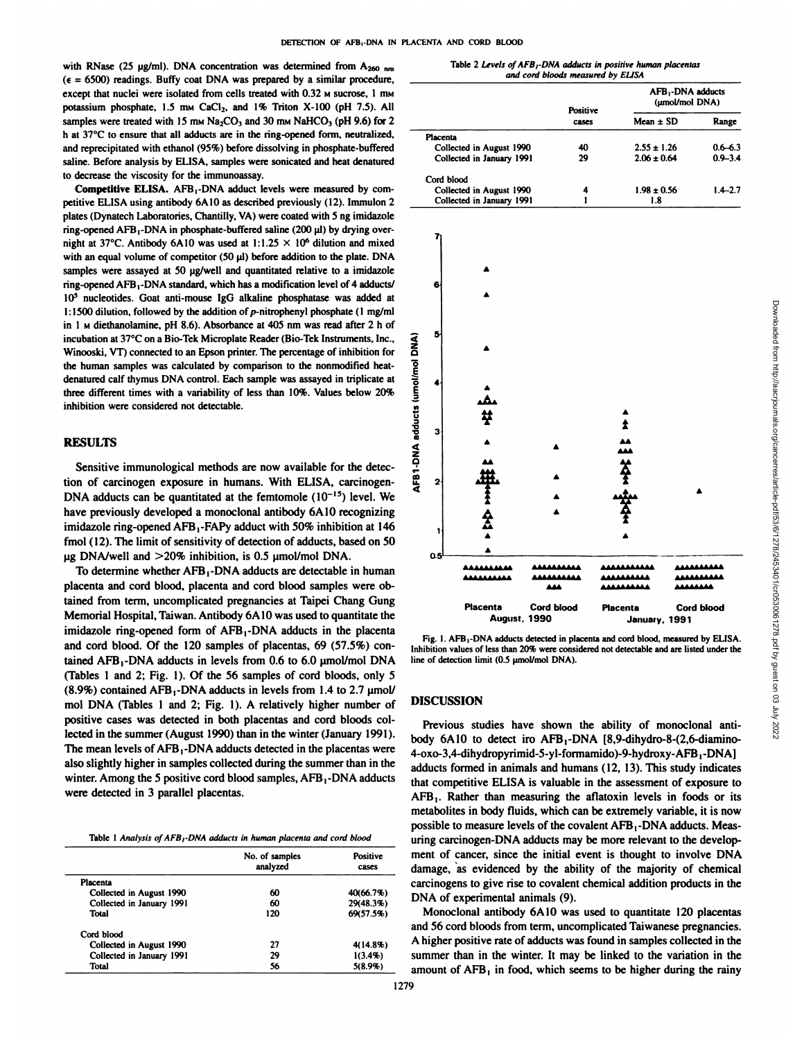with RNase (25 μg/ml). DNA concentration was determined from $A_{260\ nm}$ ($\epsilon$ = 6500) readings. Buffy coat DNA was prepared by a similar procedure, except that nuclei were isolated from cells treated with 0.32 M sucrose, 1 mM potassium phosphate, 1.5 mM $CaCl_2$, and 1% Triton X-100 (pH 7.5). All samples were treated with 15 mM $Na_2CO_3$ and 30 mM $NaHCO_3$ (pH 9.6) for 2 h at 37°C to ensure that all adducts are in the ring-opened form, neutralized, and reprecipitated with ethanol (95%) before dissolving in phosphate-buffered saline. Before analysis by ELISA, samples were sonicated and heat denatured to decrease the viscosity for the immunoassay.

**Competitive ELISA.** $AFB_1$-DNA adduct levels were measured by competitive ELISA using antibody 6A10 as described previously (12). Immulon 2 plates (Dynatech Laboratories, Chantilly, VA) were coated with 5 ng imidazole ring-opened $AFB_1$-DNA in phosphate-buffered saline (200 μl) by drying overnight at 37°C. Antibody 6A10 was used at 1:1.25 × $10^6$ dilution and mixed with an equal volume of competitor (50 μl) before addition to the plate. DNA samples were assayed at 50 μg/well and quantitated relative to a imidazole ring-opened $AFB_1$-DNA standard, which has a modification level of 4 adducts/$10^5$ nucleotides. Goat anti-mouse IgG alkaline phosphatase was added at 1:1500 dilution, followed by the addition of *p*-nitrophenyl phosphate (1 mg/ml in 1 M diethanolamine, pH 8.6). Absorbance at 405 nm was read after 2 h of incubation at 37°C on a Bio-Tek Microplate Reader (Bio-Tek Instruments, Inc., Winooski, VT) connected to an Epson printer. The percentage of inhibition for the human samples was calculated by comparison to the nonmodified heat-denatured calf thymus DNA control. Each sample was assayed in triplicate at three different times with a variability of less than 10%. Values below 20% inhibition were considered not detectable.

## RESULTS

Sensitive immunological methods are now available for the detection of carcinogen exposure in humans. With ELISA, carcinogen-DNA adducts can be quantitated at the femtomole ($10^{-15}$) level. We have previously developed a monoclonal antibody 6A10 recognizing imidazole ring-opened $AFB_1$-FAPy adduct with 50% inhibition at 146 fmol (12). The limit of sensitivity of detection of adducts, based on 50 μg DNA/well and >20% inhibition, is 0.5 μmol/mol DNA.

To determine whether $AFB_1$-DNA adducts are detectable in human placenta and cord blood, placenta and cord blood samples were obtained from term, uncomplicated pregnancies at Taipei Chang Gung Memorial Hospital, Taiwan. Antibody 6A10 was used to quantitate the imidazole ring-opened form of $AFB_1$-DNA adducts in the placenta and cord blood. Of the 120 samples of placentas, 69 (57.5%) contained $AFB_1$-DNA adducts in levels from 0.6 to 6.0 μmol/mol DNA (Tables 1 and 2; Fig. 1). Of the 56 samples of cord bloods, only 5 (8.9%) contained $AFB_1$-DNA adducts in levels from 1.4 to 2.7 μmol/mol DNA (Tables 1 and 2; Fig. 1). A relatively higher number of positive cases was detected in both placentas and cord bloods collected in the summer (August 1990) than in the winter (January 1991). The mean levels of $AFB_1$-DNA adducts detected in the placentas were also slightly higher in samples collected during the summer than in the winter. Among the 5 positive cord blood samples, $AFB_1$-DNA adducts were detected in 3 parallel placentas.

Table 1 *Analysis of $AFB_1$-DNA adducts in human placenta and cord blood*

| | No. of samples analyzed | Positive cases |
|---|---|---|
| Placenta | | |
| Collected in August 1990 | 60 | 40(66.7%) |
| Collected in January 1991 | 60 | 29(48.3%) |
| Total | 120 | 69(57.5%) |
| Cord blood | | |
| Collected in August 1990 | 27 | 4(14.8%) |
| Collected in January 1991 | 29 | 1(3.4%) |
| Total | 56 | 5(8.9%) |

Table 2 *Levels of $AFB_1$-DNA adducts in positive human placentas and cord bloods measured by ELISA*

| | Positive cases | $AFB_1$-DNA adducts (μmol/mol DNA) | |
|---|---|---|---|
| | | Mean ± SD | Range |
| Placenta | | | |
| Collected in August 1990 | 40 | 2.55 ± 1.26 | 0.6–6.3 |
| Collected in January 1991 | 29 | 2.06 ± 0.64 | 0.9–3.4 |
| Cord blood | | | |
| Collected in August 1990 | 4 | 1.98 ± 0.56 | 1.4–2.7 |
| Collected in January 1991 | 1 | 1.8 | |

Fig. 1. $AFB_1$-DNA adducts detected in placenta and cord blood, measured by ELISA. Inhibition values of less than 20% were considered not detectable and are listed under the line of detection limit (0.5 μmol/mol DNA).

## DISCUSSION

Previous studies have shown the ability of monoclonal antibody 6A10 to detect iro $AFB_1$-DNA [8,9-dihydro-8-(2,6-diamino-4-oxo-3,4-dihydropyrimid-5-yl-formamido)-9-hydroxy-$AFB_1$-DNA] adducts formed in animals and humans (12, 13). This study indicates that competitive ELISA is valuable in the assessment of exposure to $AFB_1$. Rather than measuring the aflatoxin levels in foods or its metabolites in body fluids, which can be extremely variable, it is now possible to measure levels of the covalent $AFB_1$-DNA adducts. Measuring carcinogen-DNA adducts may be more relevant to the development of cancer, since the initial event is thought to involve DNA damage, as evidenced by the ability of the majority of chemical carcinogens to give rise to covalent chemical addition products in the DNA of experimental animals (9).

Monoclonal antibody 6A10 was used to quantitate 120 placentas and 56 cord bloods from term, uncomplicated Taiwanese pregnancies. A higher positive rate of adducts was found in samples collected in the summer than in the winter. It may be linked to the variation in the amount of $AFB_1$ in food, which seems to be higher during the rainy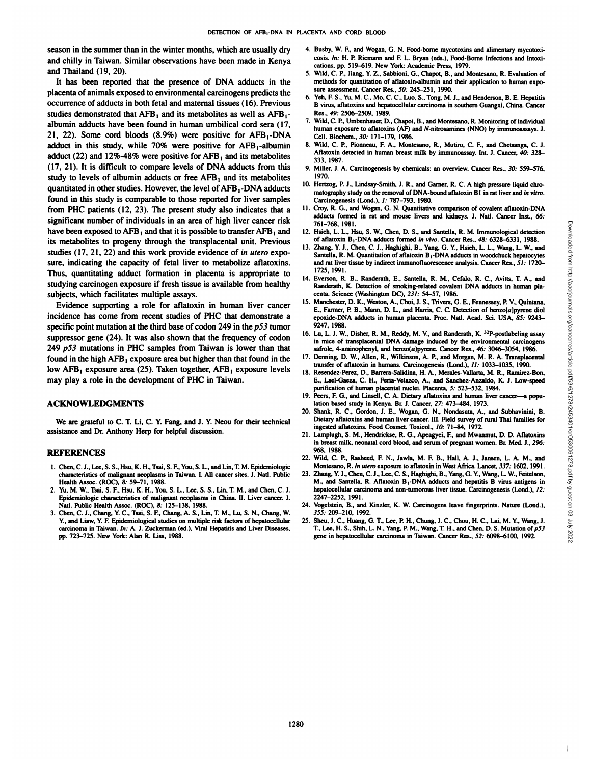season in the summer than in the winter months, which are usually dry and chilly in Taiwan. Similar observations have been made in Kenya and Thailand (19, 20).

It has been reported that the presence of DNA adducts in the placenta of animals exposed to environmental carcinogens predicts the occurrence of adducts in both fetal and maternal tissues (16). Previous studies demonstrated that $AFB_1$ and its metabolites as well as $AFB_1$-albumin adducts have been found in human umbilical cord sera (17, 21, 22). Some cord bloods (8.9%) were positive for $AFB_1$-DNA adduct in this study, while 70% were positive for $AFB_1$-albumin adduct (22) and 12%-48% were positive for $AFB_1$ and its metabolites (17, 21). It is difficult to compare levels of DNA adducts from this study to levels of albumin adducts or free $AFB_1$ and its metabolites quantitated in other studies. However, the level of $AFB_1$-DNA adducts found in this study is comparable to those reported for liver samples from PHC patients (12, 23). The present study also indicates that a significant number of individuals in an area of high liver cancer risk have been exposed to $AFB_1$ and that it is possible to transfer $AFB_1$ and its metabolites to progeny through the transplacental unit. Previous studies (17, 21, 22) and this work provide evidence of *in utero* exposure, indicating the capacity of fetal liver to metabolize aflatoxins. Thus, quantitating adduct formation in placenta is appropriate to studying carcinogen exposure if fresh tissue is available from healthy subjects, which facilitates multiple assays.

Evidence supporting a role for aflatoxin in human liver cancer incidence has come from recent studies of PHC that demonstrate a specific point mutation at the third base of codon 249 in the *p53* tumor suppressor gene (24). It was also shown that the frequency of codon 249 *p53* mutations in PHC samples from Taiwan is lower than that found in the high $AFB_1$ exposure area but higher than that found in the low $AFB_1$ exposure area (25). Taken together, $AFB_1$ exposure levels may play a role in the development of PHC in Taiwan.

## ACKNOWLEDGMENTS

We are grateful to C. T. Li, C. Y. Fang, and J. Y. Neou for their technical assistance and Dr. Anthony Herp for helpful discussion.

## REFERENCES

1. Chen, C. J., Lee, S. S., Hsu, K. H., Tsai, S. F., You, S. L., and Lin, T. M. Epidemiologic characteristics of malignant neoplasms in Taiwan. I. All cancer sites. J. Natl. Public Health Assoc. (ROC), *8:* 59–71, 1988.
2. Yu, M. W., Tsai, S. F., Hsu, K. H., You, S. L., Lee, S. S., Lin, T. M., and Chen, C. J. Epidemiologic characteristics of malignant neoplasms in China. II. Liver cancer. J. Natl. Public Health Assoc. (ROC), *8:* 125–138, 1988.
3. Chen, C. J., Chang, Y. C., Tsai, S. F., Chang, A. S., Lin, T. M., Lu, S. N., Chang, W. Y., and Liaw, Y. F. Epidemiological studies on multiple risk factors of hepatocellular carcinoma in Taiwan. *In:* A. J. Zuckerman (ed.), Viral Hepatitis and Liver Diseases, pp. 723–725. New York: Alan R. Liss, 1988.
4. Busby, W. F., and Wogan, G. N. Food-borne mycotoxins and alimentary mycotoxicosis. *In:* H. P. Riemann and F. L. Bryan (eds.), Food-Borne Infections and Intoxications, pp. 519–619. New York: Academic Press, 1979.
5. Wild, C. P., Jiang, Y. Z., Sabbioni, G., Chapot, B., and Montesano, R. Evaluation of methods for quantitation of aflatoxin-albumin and their application to human exposure assessment. Cancer Res., *50:* 245–251, 1990.
6. Yeh, F. S., Yu, M. C., Mo, C. C., Luo, S., Tong, M. J., and Henderson, B. E. Hepatitis B virus, aflatoxins and hepatocellular carcinoma in southern Guangxi, China. Cancer Res., *49:* 2506–2509, 1989.
7. Wild, C. P., Umbenhauer, D., Chapot, B., and Montesano, R. Monitoring of individual human exposure to aflatoxins (AF) and *N*-nitrosamines (NNO) by immunoassays. J. Cell. Biochem., *30:* 171–179, 1986.
8. Wild, C. P., Pionneau, F. A., Montesano, R., Mutiro, C. F., and Chetsanga, C. J. Aflatoxin detected in human breast milk by immunoassay. Int. J. Cancer, *40:* 328–333, 1987.
9. Miller, J. A. Carcinogenesis by chemicals: an overview. Cancer Res., *30:* 559–576, 1970.
10. Hertzog, P. J., Lindsay-Smith, J. R., and Garner, R. C. A high pressure liquid chromatography study on the removal of DNA-bound aflatoxin B1 in rat liver and *in vitro*. Carcinogenesis (Lond.), *1:* 787–793, 1980.
11. Croy, R. G., and Wogan, G. N. Quantitative comparison of covalent aflatoxin-DNA adducts formed in rat and mouse livers and kidneys. J. Natl. Cancer Inst., *66:* 761–768, 1981.
12. Hsieh, L. L., Hsu, S. W., Chen, D. S., and Santella, R. M. Immunological detection of aflatoxin $B_1$-DNA adducts formed *in vivo*. Cancer Res., *48:* 6328–6331, 1988.
13. Zhang, Y. J., Chen, C. J., Haghighi, B., Yang, G. Y., Hsieh, L. L., Wang, L. W., and Santella, R. M. Quantitation of aflatoxin $B_1$-DNA adducts in woodchuck hepatocytes and rat liver tissue by indirect immunofluorescence analysis. Cancer Res., *51:* 1720–1725, 1991.
14. Everson, R. B., Randerath, E., Santella, R. M., Cefalo, R. C., Avitts, T. A., and Randerath, K. Detection of smoking-related covalent DNA adducts in human placenta. Science (Washington DC), *231:* 54–57, 1986.
15. Manchester, D. K., Weston, A., Choi, J. S., Trivers, G. E., Fennessey, P. V., Quintana, E., Farmer, P. B., Mann, D. L., and Harris, C. C. Detection of benzo[*a*]pyrene diol epoxide-DNA adducts in human placenta. Proc. Natl. Acad. Sci. USA, *85:* 9243–9247, 1988.
16. Lu, L. J. W., Disher, R. M., Reddy, M. V., and Randerath, K. $^{32}P$-postlabeling assay in mice of transplacental DNA damage induced by the environmental carcinogens safrole, 4-aminophenyl, and benzo(*a*)pyrene. Cancer Res., *46:* 3046–3054, 1986.
17. Denning, D. W., Allen, R., Wilkinson, A. P., and Morgan, M. R. A. Transplacental transfer of aflatoxin in humans. Carcinogenesis (Lond.), *11:* 1033–1035, 1990.
18. Resendez-Perez, D., Barrera-Salidina, H. A., Merales-Vallarta, M. R., Ramirez-Bon, E., Lael-Gaeza, C. H., Feria-Velazco, A., and Sanchez-Anzaldo, K. J. Low-speed purification of human placental nuclei. Placenta, *5:* 523–532, 1984.
19. Peers, F. G., and Linsell, C. A. Dietary aflatoxins and human liver cancer—a population based study in Kenya. Br. J. Cancer, *27:* 473–484, 1973.
20. Shank, R. C., Gordon, J. E., Wogan, G. N., Nondasuta, A., and Subhavinini, B. Dietary aflatoxins and human liver cancer. III. Field survey of rural Thai families for ingested aflatoxins. Food Cosmet. Toxicol., *10:* 71–84, 1972.
21. Lamplugh, S. M., Hendrickse, R. G., Apeagyei, F., and Mwanmut, D. D. Aflatoxins in breast milk, neonatal cord blood, and serum of pregnant women. Br. Med. J., *296:* 968, 1988.
22. Wild, C. P., Rasheed, F. N., Jawla, M. F. B., Hall, A. J., Jansen, L. A. M., and Montesano, R. *In utero* exposure to aflatoxin in West Africa. Lancet, *337:* 1602, 1991.
23. Zhang, Y. J., Chen, C. J., Lee, C. S., Haghighi, B., Yang, G. Y., Wang, L. W., Feitelson, M., and Santella, R. Aflatoxin $B_1$-DNA adducts and hepatitis B virus antigens in hepatocellular carcinoma and non-tumorous liver tissue. Carcinogenesis (Lond.), *12:* 2247–2252, 1991.
24. Vogelstein, B., and Kinzler, K. W. Carcinogens leave fingerprints. Nature (Lond.), *355:* 209–210, 1992.
25. Sheu, J. C., Huang, G. T., Lee, P. H., Chung, J. C., Chou, H. C., Lai, M. Y., Wang, J. T., Lee, H. S., Shih, L. N., Yang, P. M., Wang, T. H., and Chen, D. S. Mutation of *p53* gene in hepatocellular carcinoma in Taiwan. Cancer Res., *52:* 6098–6100, 1992.